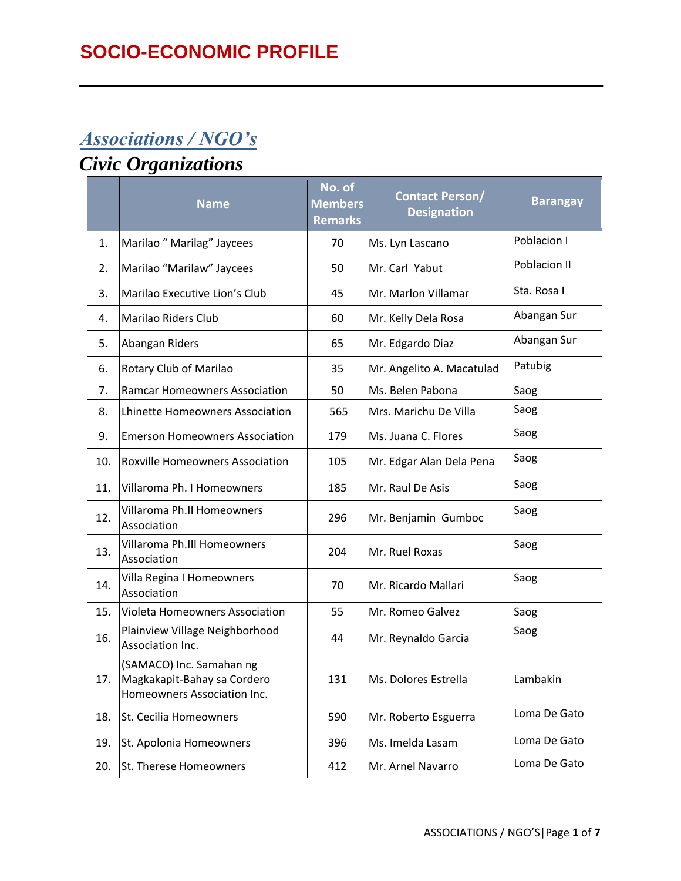# SOCIO-ECONOMIC PROFILE

## *Associations / NGO's*

### *Civic Organizations*

| | Name | No. of Members Remarks | Contact Person/ Designation | Barangay |
|---|---|---|---|---|
| 1. | Marilao " Marilag" Jaycees | 70 | Ms. Lyn Lascano | Poblacion I |
| 2. | Marilao "Marilaw" Jaycees | 50 | Mr. Carl Yabut | Poblacion II |
| 3. | Marilao Executive Lion's Club | 45 | Mr. Marlon Villamar | Sta. Rosa I |
| 4. | Marilao Riders Club | 60 | Mr. Kelly Dela Rosa | Abangan Sur |
| 5. | Abangan Riders | 65 | Mr. Edgardo Diaz | Abangan Sur |
| 6. | Rotary Club of Marilao | 35 | Mr. Angelito A. Macatulad | Patubig |
| 7. | Ramcar Homeowners Association | 50 | Ms. Belen Pabona | Saog |
| 8. | Lhinette Homeowners Association | 565 | Mrs. Marichu De Villa | Saog |
| 9. | Emerson Homeowners Association | 179 | Ms. Juana C. Flores | Saog |
| 10. | Roxville Homeowners Association | 105 | Mr. Edgar Alan Dela Pena | Saog |
| 11. | Villaroma Ph. I Homeowners | 185 | Mr. Raul De Asis | Saog |
| 12. | Villaroma Ph.II Homeowners Association | 296 | Mr. Benjamin Gumboc | Saog |
| 13. | Villaroma Ph.III Homeowners Association | 204 | Mr. Ruel Roxas | Saog |
| 14. | Villa Regina I Homeowners Association | 70 | Mr. Ricardo Mallari | Saog |
| 15. | Violeta Homeowners Association | 55 | Mr. Romeo Galvez | Saog |
| 16. | Plainview Village Neighborhood Association Inc. | 44 | Mr. Reynaldo Garcia | Saog |
| 17. | (SAMACO) Inc. Samahan ng Magkakapit-Bahay sa Cordero Homeowners Association Inc. | 131 | Ms. Dolores Estrella | Lambakin |
| 18. | St. Cecilia Homeowners | 590 | Mr. Roberto Esguerra | Loma De Gato |
| 19. | St. Apolonia Homeowners | 396 | Ms. Imelda Lasam | Loma De Gato |
| 20. | St. Therese Homeowners | 412 | Mr. Arnel Navarro | Loma De Gato |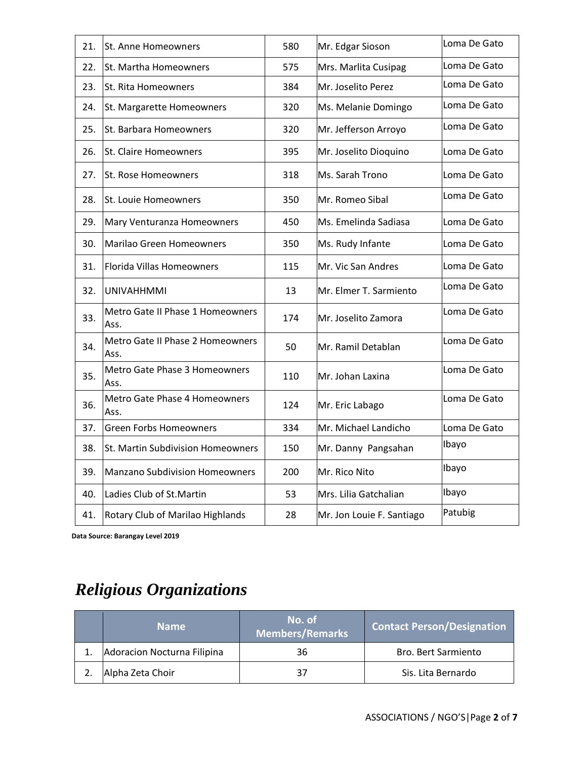| | | | | |
|---|---|---|---|---|
| 21. | St. Anne Homeowners | 580 | Mr. Edgar Sioson | Loma De Gato |
| 22. | St. Martha Homeowners | 575 | Mrs. Marlita Cusipag | Loma De Gato |
| 23. | St. Rita Homeowners | 384 | Mr. Joselito Perez | Loma De Gato |
| 24. | St. Margarette Homeowners | 320 | Ms. Melanie Domingo | Loma De Gato |
| 25. | St. Barbara Homeowners | 320 | Mr. Jefferson Arroyo | Loma De Gato |
| 26. | St. Claire Homeowners | 395 | Mr. Joselito Dioquino | Loma De Gato |
| 27. | St. Rose Homeowners | 318 | Ms. Sarah Trono | Loma De Gato |
| 28. | St. Louie Homeowners | 350 | Mr. Romeo Sibal | Loma De Gato |
| 29. | Mary Venturanza Homeowners | 450 | Ms. Emelinda Sadiasa | Loma De Gato |
| 30. | Marilao Green Homeowners | 350 | Ms. Rudy Infante | Loma De Gato |
| 31. | Florida Villas Homeowners | 115 | Mr. Vic San Andres | Loma De Gato |
| 32. | UNIVAHHMMI | 13 | Mr. Elmer T. Sarmiento | Loma De Gato |
| 33. | Metro Gate II Phase 1 Homeowners Ass. | 174 | Mr. Joselito Zamora | Loma De Gato |
| 34. | Metro Gate II Phase 2 Homeowners Ass. | 50 | Mr. Ramil Detablan | Loma De Gato |
| 35. | Metro Gate Phase 3 Homeowners Ass. | 110 | Mr. Johan Laxina | Loma De Gato |
| 36. | Metro Gate Phase 4 Homeowners Ass. | 124 | Mr. Eric Labago | Loma De Gato |
| 37. | Green Forbs Homeowners | 334 | Mr. Michael Landicho | Loma De Gato |
| 38. | St. Martin Subdivision Homeowners | 150 | Mr. Danny Pangsahan | Ibayo |
| 39. | Manzano Subdivision Homeowners | 200 | Mr. Rico Nito | Ibayo |
| 40. | Ladies Club of St.Martin | 53 | Mrs. Lilia Gatchalian | Ibayo |
| 41. | Rotary Club of Marilao Highlands | 28 | Mr. Jon Louie F. Santiago | Patubig |

**Data Source: Barangay Level 2019**

# *Religious Organizations*

| | Name | No. of Members/Remarks | Contact Person/Designation |
|---|---|---|---|
| 1. | Adoracion Nocturna Filipina | 36 | Bro. Bert Sarmiento |
| 2. | Alpha Zeta Choir | 37 | Sis. Lita Bernardo |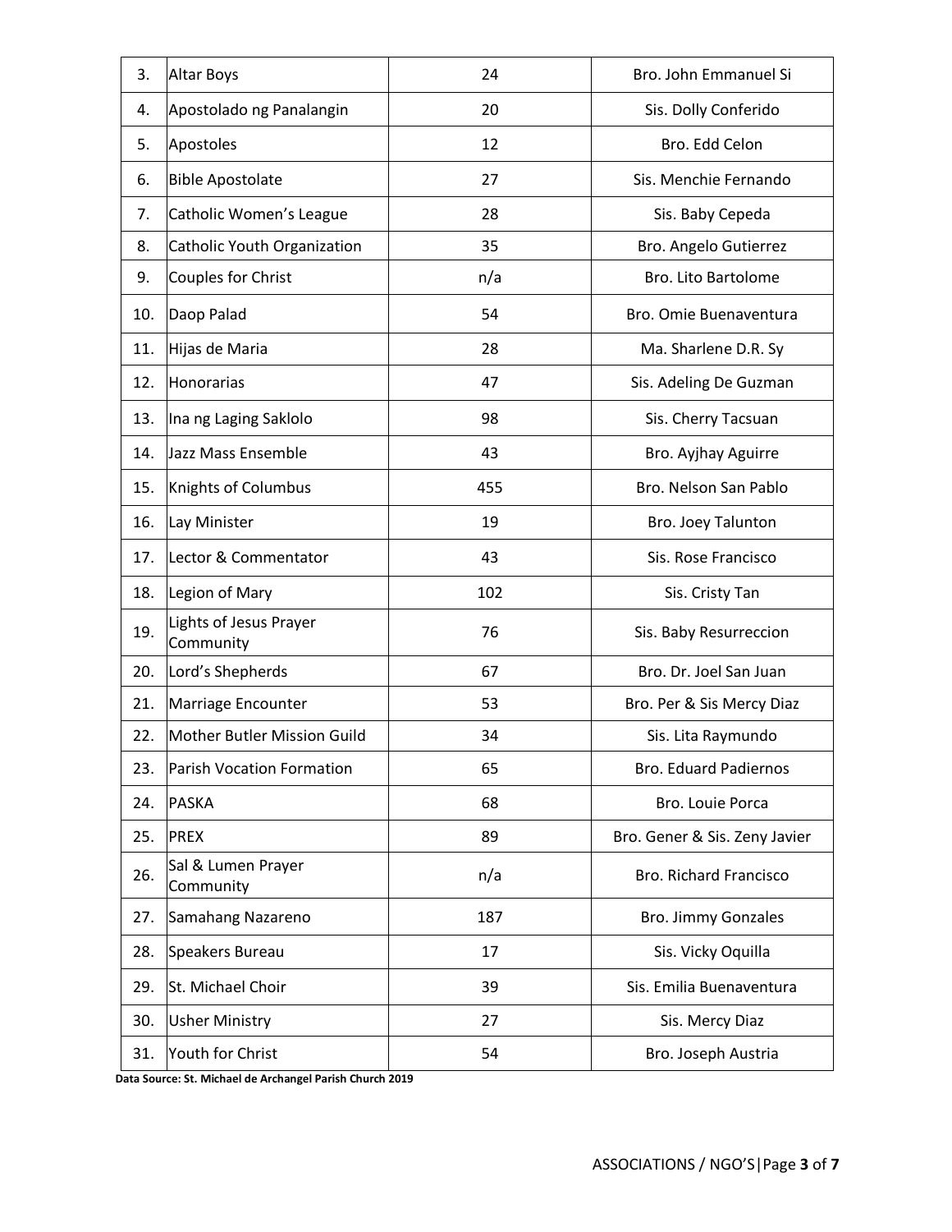| | | | |
|---|---|---|---|
| 3. | Altar Boys | 24 | Bro. John Emmanuel Si |
| 4. | Apostolado ng Panalangin | 20 | Sis. Dolly Conferido |
| 5. | Apostoles | 12 | Bro. Edd Celon |
| 6. | Bible Apostolate | 27 | Sis. Menchie Fernando |
| 7. | Catholic Women's League | 28 | Sis. Baby Cepeda |
| 8. | Catholic Youth Organization | 35 | Bro. Angelo Gutierrez |
| 9. | Couples for Christ | n/a | Bro. Lito Bartolome |
| 10. | Daop Palad | 54 | Bro. Omie Buenaventura |
| 11. | Hijas de Maria | 28 | Ma. Sharlene D.R. Sy |
| 12. | Honorarias | 47 | Sis. Adeling De Guzman |
| 13. | Ina ng Laging Saklolo | 98 | Sis. Cherry Tacsuan |
| 14. | Jazz Mass Ensemble | 43 | Bro. Ayjhay Aguirre |
| 15. | Knights of Columbus | 455 | Bro. Nelson San Pablo |
| 16. | Lay Minister | 19 | Bro. Joey Talunton |
| 17. | Lector & Commentator | 43 | Sis. Rose Francisco |
| 18. | Legion of Mary | 102 | Sis. Cristy Tan |
| 19. | Lights of Jesus Prayer Community | 76 | Sis. Baby Resurreccion |
| 20. | Lord's Shepherds | 67 | Bro. Dr. Joel San Juan |
| 21. | Marriage Encounter | 53 | Bro. Per & Sis Mercy Diaz |
| 22. | Mother Butler Mission Guild | 34 | Sis. Lita Raymundo |
| 23. | Parish Vocation Formation | 65 | Bro. Eduard Padiernos |
| 24. | PASKA | 68 | Bro. Louie Porca |
| 25. | PREX | 89 | Bro. Gener & Sis. Zeny Javier |
| 26. | Sal & Lumen Prayer Community | n/a | Bro. Richard Francisco |
| 27. | Samahang Nazareno | 187 | Bro. Jimmy Gonzales |
| 28. | Speakers Bureau | 17 | Sis. Vicky Oquilla |
| 29. | St. Michael Choir | 39 | Sis. Emilia Buenaventura |
| 30. | Usher Ministry | 27 | Sis. Mercy Diaz |
| 31. | Youth for Christ | 54 | Bro. Joseph Austria |

**Data Source: St. Michael de Archangel Parish Church 2019**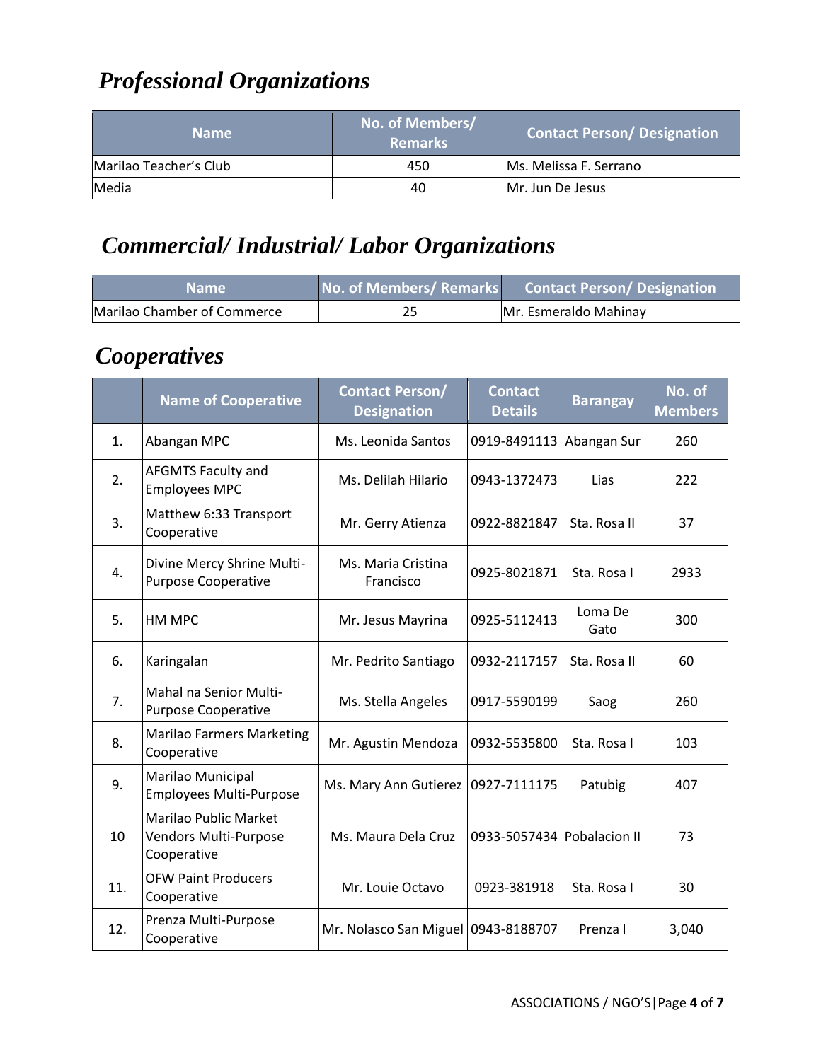## *Professional Organizations*

| Name | No. of Members/ Remarks | Contact Person/ Designation |
|---|---|---|
| Marilao Teacher's Club | 450 | Ms. Melissa F. Serrano |
| Media | 40 | Mr. Jun De Jesus |

## *Commercial/ Industrial/ Labor Organizations*

| Name | No. of Members/ Remarks | Contact Person/ Designation |
|---|---|---|
| Marilao Chamber of Commerce | 25 | Mr. Esmeraldo Mahinay |

## *Cooperatives*

| | Name of Cooperative | Contact Person/ Designation | Contact Details | Barangay | No. of Members |
|---|---|---|---|---|---|
| 1. | Abangan MPC | Ms. Leonida Santos | 0919-8491113 | Abangan Sur | 260 |
| 2. | AFGMTS Faculty and Employees MPC | Ms. Delilah Hilario | 0943-1372473 | Lias | 222 |
| 3. | Matthew 6:33 Transport Cooperative | Mr. Gerry Atienza | 0922-8821847 | Sta. Rosa II | 37 |
| 4. | Divine Mercy Shrine Multi-Purpose Cooperative | Ms. Maria Cristina Francisco | 0925-8021871 | Sta. Rosa I | 2933 |
| 5. | HM MPC | Mr. Jesus Mayrina | 0925-5112413 | Loma De Gato | 300 |
| 6. | Karingalan | Mr. Pedrito Santiago | 0932-2117157 | Sta. Rosa II | 60 |
| 7. | Mahal na Senior Multi-Purpose Cooperative | Ms. Stella Angeles | 0917-5590199 | Saog | 260 |
| 8. | Marilao Farmers Marketing Cooperative | Mr. Agustin Mendoza | 0932-5535800 | Sta. Rosa I | 103 |
| 9. | Marilao Municipal Employees Multi-Purpose | Ms. Mary Ann Gutierez | 0927-7111175 | Patubig | 407 |
| 10 | Marilao Public Market Vendors Multi-Purpose Cooperative | Ms. Maura Dela Cruz | 0933-5057434 | Pobalacion II | 73 |
| 11. | OFW Paint Producers Cooperative | Mr. Louie Octavo | 0923-381918 | Sta. Rosa I | 30 |
| 12. | Prenza Multi-Purpose Cooperative | Mr. Nolasco San Miguel | 0943-8188707 | Prenza I | 3,040 |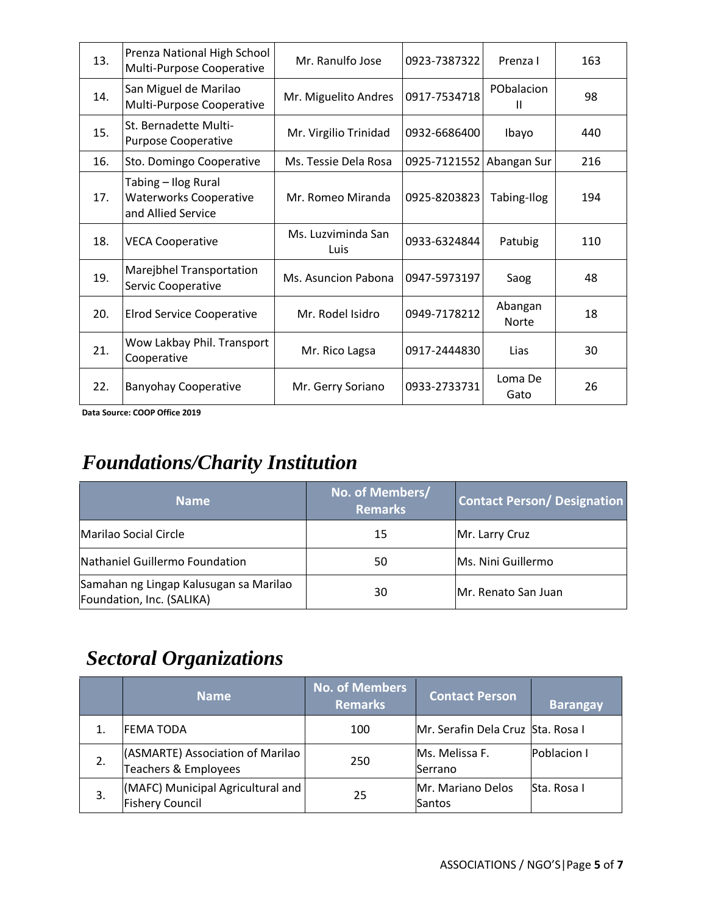| 13. | Prenza National High School Multi-Purpose Cooperative | Mr. Ranulfo Jose | 0923-7387322 | Prenza I | 163 |
|---|---|---|---|---|---|
| 14. | San Miguel de Marilao Multi-Purpose Cooperative | Mr. Miguelito Andres | 0917-7534718 | PObalacion II | 98 |
| 15. | St. Bernadette Multi-Purpose Cooperative | Mr. Virgilio Trinidad | 0932-6686400 | Ibayo | 440 |
| 16. | Sto. Domingo Cooperative | Ms. Tessie Dela Rosa | 0925-7121552 | Abangan Sur | 216 |
| 17. | Tabing – Ilog Rural Waterworks Cooperative and Allied Service | Mr. Romeo Miranda | 0925-8203823 | Tabing-Ilog | 194 |
| 18. | VECA Cooperative | Ms. Luzviminda San Luis | 0933-6324844 | Patubig | 110 |
| 19. | Marejbhel Transportation Servic Cooperative | Ms. Asuncion Pabona | 0947-5973197 | Saog | 48 |
| 20. | Elrod Service Cooperative | Mr. Rodel Isidro | 0949-7178212 | Abangan Norte | 18 |
| 21. | Wow Lakbay Phil. Transport Cooperative | Mr. Rico Lagsa | 0917-2444830 | Lias | 30 |
| 22. | Banyohay Cooperative | Mr. Gerry Soriano | 0933-2733731 | Loma De Gato | 26 |

**Data Source: COOP Office 2019**

## *Foundations/Charity Institution*

| Name | No. of Members/ Remarks | Contact Person/ Designation |
|---|---|---|
| Marilao Social Circle | 15 | Mr. Larry Cruz |
| Nathaniel Guillermo Foundation | 50 | Ms. Nini Guillermo |
| Samahan ng Lingap Kalusugan sa Marilao Foundation, Inc. (SALIKA) | 30 | Mr. Renato San Juan |

## *Sectoral Organizations*

| | Name | No. of Members Remarks | Contact Person | Barangay |
|---|---|---|---|---|
| 1. | FEMA TODA | 100 | Mr. Serafin Dela Cruz | Sta. Rosa I |
| 2. | (ASMARTE) Association of Marilao Teachers & Employees | 250 | Ms. Melissa F. Serrano | Poblacion I |
| 3. | (MAFC) Municipal Agricultural and Fishery Council | 25 | Mr. Mariano Delos Santos | Sta. Rosa I |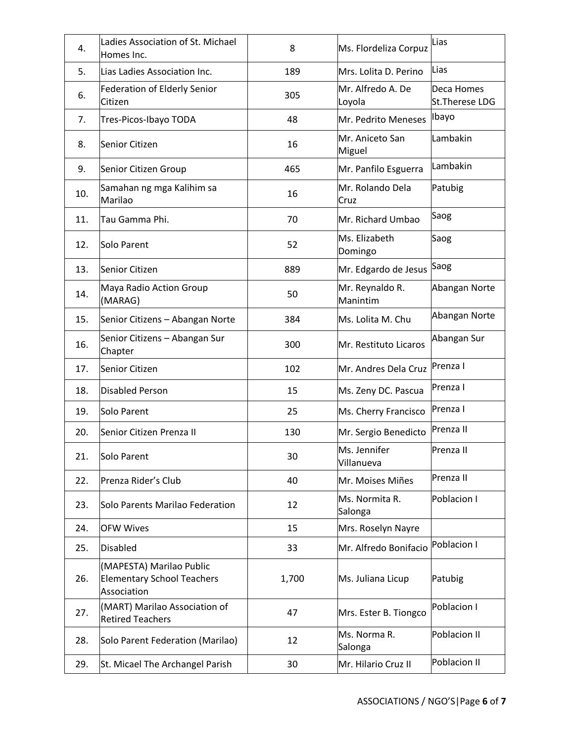| | | | | |
|---|---|---|---|---|
| 4. | Ladies Association of St. Michael Homes Inc. | 8 | Ms. Flordeliza Corpuz | Lias |
| 5. | Lias Ladies Association Inc. | 189 | Mrs. Lolita D. Perino | Lias |
| 6. | Federation of Elderly Senior Citizen | 305 | Mr. Alfredo A. De Loyola | Deca Homes St.Therese LDG |
| 7. | Tres-Picos-Ibayo TODA | 48 | Mr. Pedrito Meneses | Ibayo |
| 8. | Senior Citizen | 16 | Mr. Aniceto San Miguel | Lambakin |
| 9. | Senior Citizen Group | 465 | Mr. Panfilo Esguerra | Lambakin |
| 10. | Samahan ng mga Kalihim sa Marilao | 16 | Mr. Rolando Dela Cruz | Patubig |
| 11. | Tau Gamma Phi. | 70 | Mr. Richard Umbao | Saog |
| 12. | Solo Parent | 52 | Ms. Elizabeth Domingo | Saog |
| 13. | Senior Citizen | 889 | Mr. Edgardo de Jesus | Saog |
| 14. | Maya Radio Action Group (MARAG) | 50 | Mr. Reynaldo R. Manintim | Abangan Norte |
| 15. | Senior Citizens – Abangan Norte | 384 | Ms. Lolita M. Chu | Abangan Norte |
| 16. | Senior Citizens – Abangan Sur Chapter | 300 | Mr. Restituto Licaros | Abangan Sur |
| 17. | Senior Citizen | 102 | Mr. Andres Dela Cruz | Prenza I |
| 18. | Disabled Person | 15 | Ms. Zeny DC. Pascua | Prenza I |
| 19. | Solo Parent | 25 | Ms. Cherry Francisco | Prenza I |
| 20. | Senior Citizen Prenza II | 130 | Mr. Sergio Benedicto | Prenza II |
| 21. | Solo Parent | 30 | Ms. Jennifer Villanueva | Prenza II |
| 22. | Prenza Rider's Club | 40 | Mr. Moises Miñes | Prenza II |
| 23. | Solo Parents Marilao Federation | 12 | Ms. Normita R. Salonga | Poblacion I |
| 24. | OFW Wives | 15 | Mrs. Roselyn Nayre | |
| 25. | Disabled | 33 | Mr. Alfredo Bonifacio | Poblacion I |
| 26. | (MAPESTA) Marilao Public Elementary School Teachers Association | 1,700 | Ms. Juliana Licup | Patubig |
| 27. | (MART) Marilao Association of Retired Teachers | 47 | Mrs. Ester B. Tiongco | Poblacion I |
| 28. | Solo Parent Federation (Marilao) | 12 | Ms. Norma R. Salonga | Poblacion II |
| 29. | St. Micael The Archangel Parish | 30 | Mr. Hilario Cruz II | Poblacion II |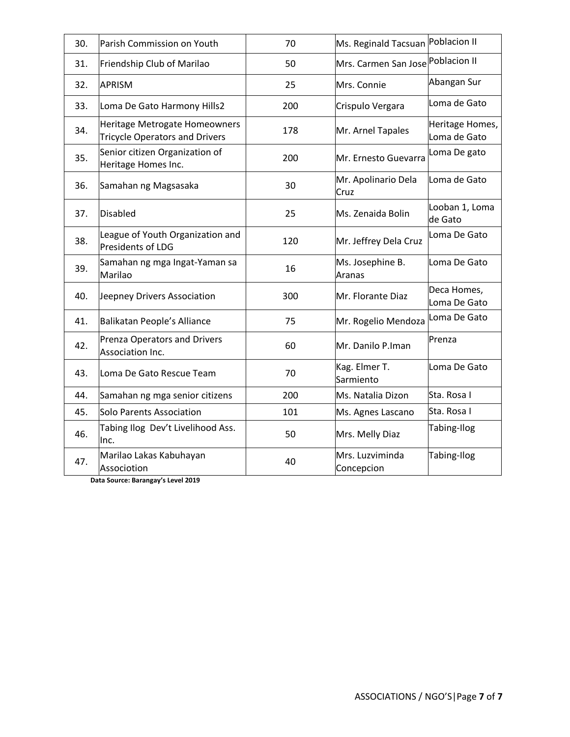| | | | | |
|---|---|---|---|---|
| 30. | Parish Commission on Youth | 70 | Ms. Reginald Tacsuan | Poblacion II |
| 31. | Friendship Club of Marilao | 50 | Mrs. Carmen San Jose | Poblacion II |
| 32. | APRISM | 25 | Mrs. Connie | Abangan Sur |
| 33. | Loma De Gato Harmony Hills2 | 200 | Crispulo Vergara | Loma de Gato |
| 34. | Heritage Metrogate Homeowners Tricycle Operators and Drivers | 178 | Mr. Arnel Tapales | Heritage Homes, Loma de Gato |
| 35. | Senior citizen Organization of Heritage Homes Inc. | 200 | Mr. Ernesto Guevarra | Loma De gato |
| 36. | Samahan ng Magsasaka | 30 | Mr. Apolinario Dela Cruz | Loma de Gato |
| 37. | Disabled | 25 | Ms. Zenaida Bolin | Looban 1, Loma de Gato |
| 38. | League of Youth Organization and Presidents of LDG | 120 | Mr. Jeffrey Dela Cruz | Loma De Gato |
| 39. | Samahan ng mga Ingat-Yaman sa Marilao | 16 | Ms. Josephine B. Aranas | Loma De Gato |
| 40. | Jeepney Drivers Association | 300 | Mr. Florante Diaz | Deca Homes, Loma De Gato |
| 41. | Balikatan People's Alliance | 75 | Mr. Rogelio Mendoza | Loma De Gato |
| 42. | Prenza Operators and Drivers Association Inc. | 60 | Mr. Danilo P.Iman | Prenza |
| 43. | Loma De Gato Rescue Team | 70 | Kag. Elmer T. Sarmiento | Loma De Gato |
| 44. | Samahan ng mga senior citizens | 200 | Ms. Natalia Dizon | Sta. Rosa I |
| 45. | Solo Parents Association | 101 | Ms. Agnes Lascano | Sta. Rosa I |
| 46. | Tabing Ilog Dev't Livelihood Ass. Inc. | 50 | Mrs. Melly Diaz | Tabing-Ilog |
| 47. | Marilao Lakas Kabuhayan Associotion | 40 | Mrs. Luzviminda Concepcion | Tabing-Ilog |

**Data Source: Barangay's Level 2019**